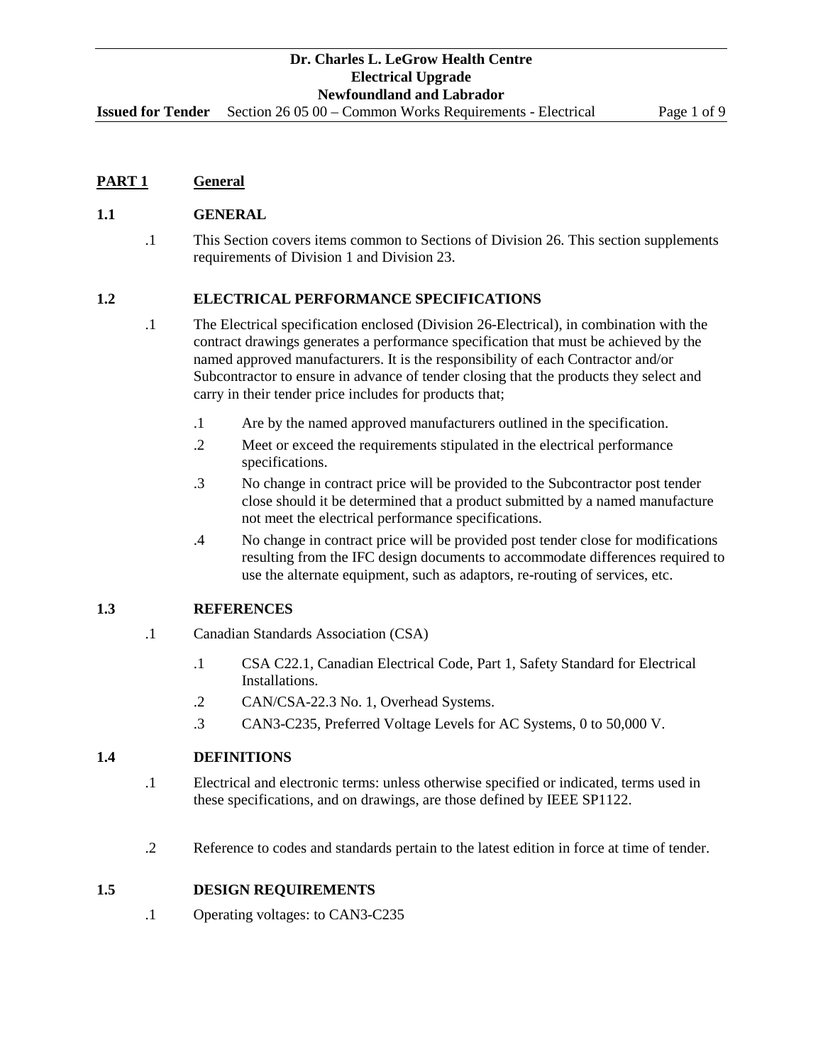## PART 1 General

### 1.1 GENERAL

.1 This Section covers items common to Sections of Division 26. This section supplements requirements of Division 1 and Division 23.

### 1.2 ELECTRICAL PERFORMANCE SPECIFICATIONS

.1 The Electrical specification enclosed (Division 26-Electrical), in combination with the contract drawings generates a performance specification that must be achieved by the named approved manufacturers. It is the responsibility of each Contractor and/or Subcontractor to ensure in advance of tender closing that the products they select and carry in their tender price includes for products that;

- .1 Are by the named approved manufacturers outlined in the specification.
- .2 Meet or exceed the requirements stipulated in the electrical performance specifications.
- .3 No change in contract price will be provided to the Subcontractor post tender close should it be determined that a product submitted by a named manufacture not meet the electrical performance specifications.
- .4 No change in contract price will be provided post tender close for modifications resulting from the IFC design documents to accommodate differences required to use the alternate equipment, such as adaptors, re-routing of services, etc.

### 1.3 REFERENCES

.1 Canadian Standards Association (CSA)

- .1 CSA C22.1, Canadian Electrical Code, Part 1, Safety Standard for Electrical Installations.
- .2 CAN/CSA-22.3 No. 1, Overhead Systems.
- .3 CAN3-C235, Preferred Voltage Levels for AC Systems, 0 to 50,000 V.

### 1.4 DEFINITIONS

.1 Electrical and electronic terms: unless otherwise specified or indicated, terms used in these specifications, and on drawings, are those defined by IEEE SP1122.

.2 Reference to codes and standards pertain to the latest edition in force at time of tender.

### 1.5 DESIGN REQUIREMENTS

.1 Operating voltages: to CAN3-C235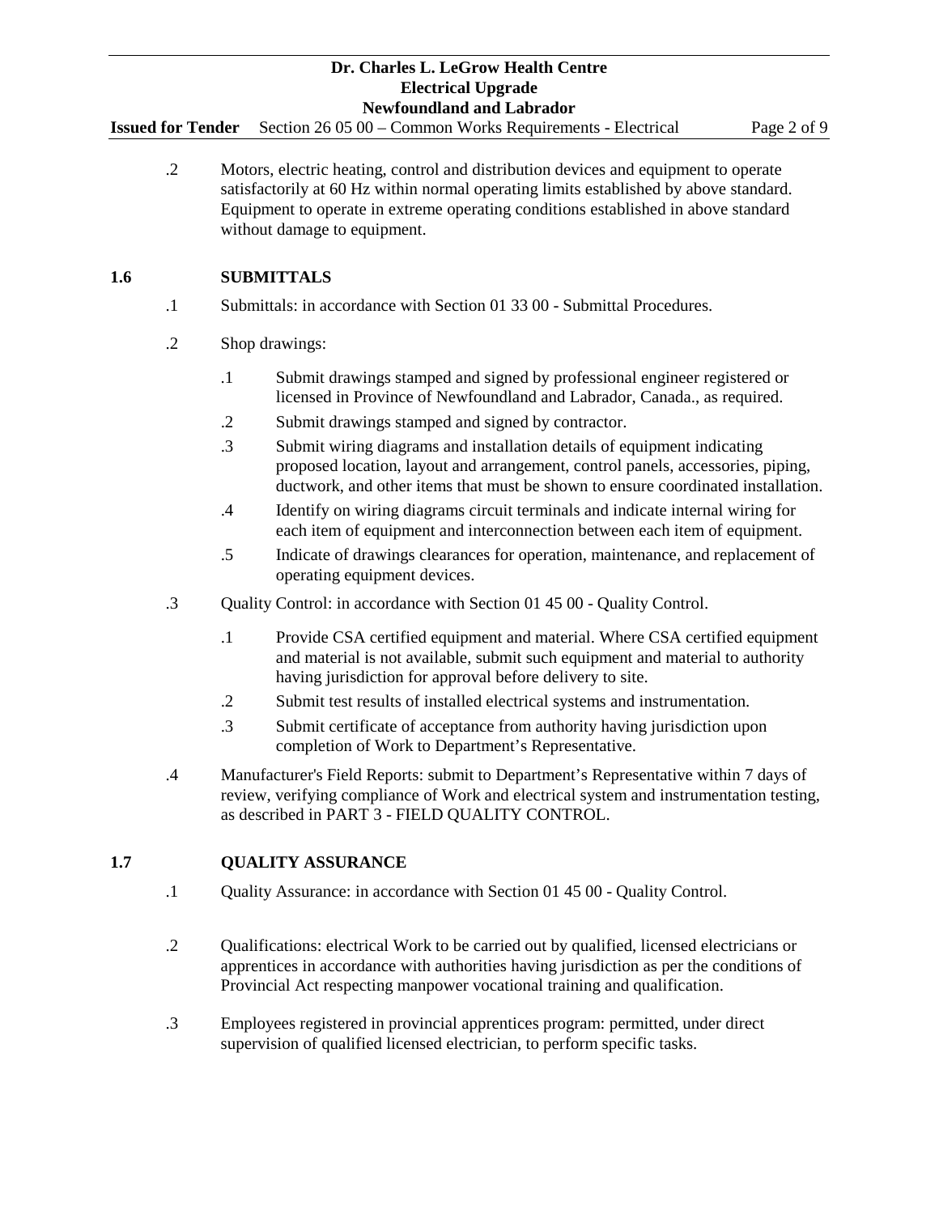.2 Motors, electric heating, control and distribution devices and equipment to operate satisfactorily at 60 Hz within normal operating limits established by above standard. Equipment to operate in extreme operating conditions established in above standard without damage to equipment.

## 1.6 SUBMITTALS

.1 Submittals: in accordance with Section 01 33 00 - Submittal Procedures.

.2 Shop drawings:

- .1 Submit drawings stamped and signed by professional engineer registered or licensed in Province of Newfoundland and Labrador, Canada., as required.
- .2 Submit drawings stamped and signed by contractor.
- .3 Submit wiring diagrams and installation details of equipment indicating proposed location, layout and arrangement, control panels, accessories, piping, ductwork, and other items that must be shown to ensure coordinated installation.
- .4 Identify on wiring diagrams circuit terminals and indicate internal wiring for each item of equipment and interconnection between each item of equipment.
- .5 Indicate of drawings clearances for operation, maintenance, and replacement of operating equipment devices.

.3 Quality Control: in accordance with Section 01 45 00 - Quality Control.

- .1 Provide CSA certified equipment and material. Where CSA certified equipment and material is not available, submit such equipment and material to authority having jurisdiction for approval before delivery to site.
- .2 Submit test results of installed electrical systems and instrumentation.
- .3 Submit certificate of acceptance from authority having jurisdiction upon completion of Work to Department's Representative.

.4 Manufacturer's Field Reports: submit to Department's Representative within 7 days of review, verifying compliance of Work and electrical system and instrumentation testing, as described in PART 3 - FIELD QUALITY CONTROL.

## 1.7 QUALITY ASSURANCE

.1 Quality Assurance: in accordance with Section 01 45 00 - Quality Control.

.2 Qualifications: electrical Work to be carried out by qualified, licensed electricians or apprentices in accordance with authorities having jurisdiction as per the conditions of Provincial Act respecting manpower vocational training and qualification.

.3 Employees registered in provincial apprentices program: permitted, under direct supervision of qualified licensed electrician, to perform specific tasks.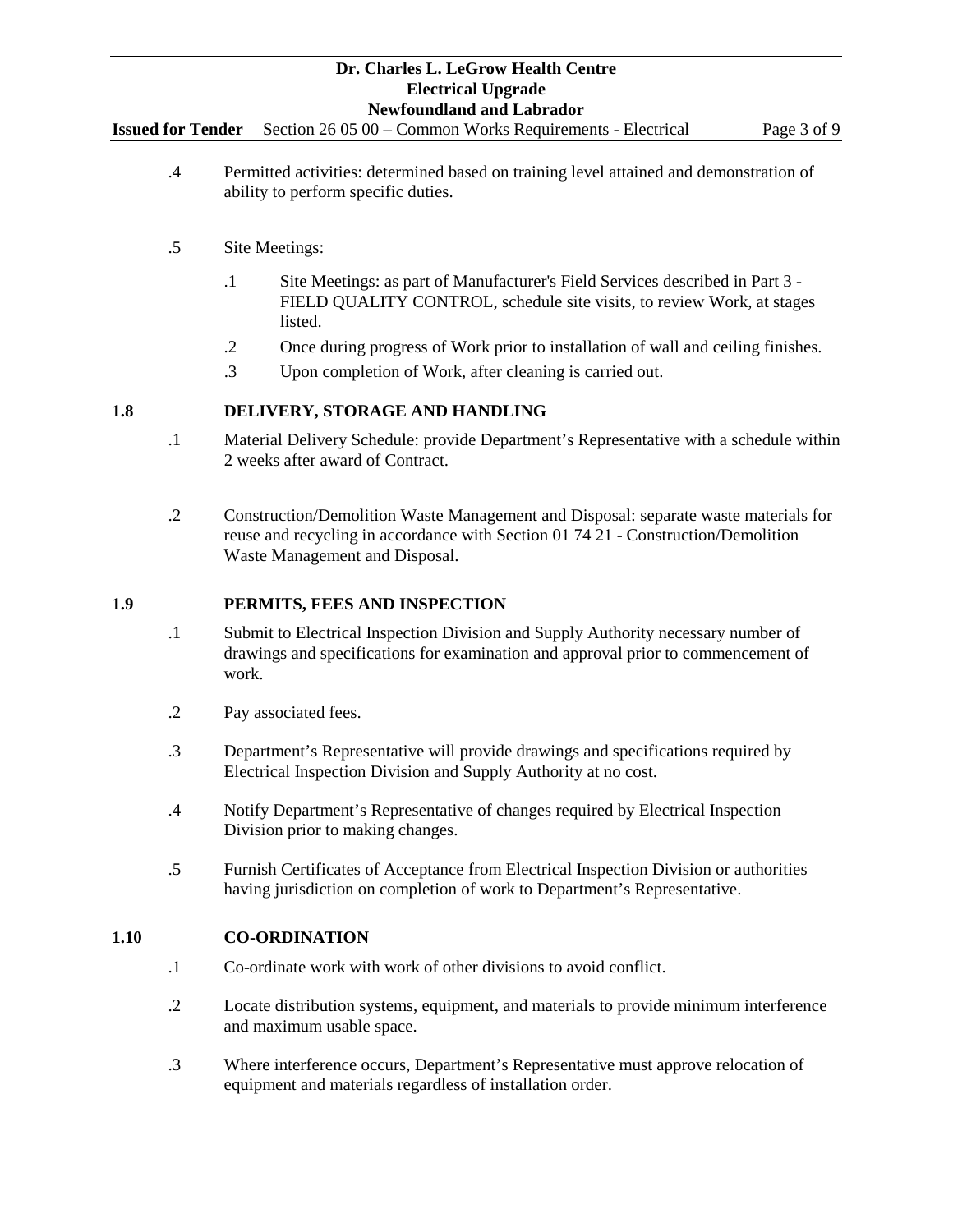.4 Permitted activities: determined based on training level attained and demonstration of ability to perform specific duties.

.5 Site Meetings:

- .1 Site Meetings: as part of Manufacturer's Field Services described in Part 3 - FIELD QUALITY CONTROL, schedule site visits, to review Work, at stages listed.
- .2 Once during progress of Work prior to installation of wall and ceiling finishes.
- .3 Upon completion of Work, after cleaning is carried out.

## 1.8 DELIVERY, STORAGE AND HANDLING

.1 Material Delivery Schedule: provide Department's Representative with a schedule within 2 weeks after award of Contract.

.2 Construction/Demolition Waste Management and Disposal: separate waste materials for reuse and recycling in accordance with Section 01 74 21 - Construction/Demolition Waste Management and Disposal.

## 1.9 PERMITS, FEES AND INSPECTION

.1 Submit to Electrical Inspection Division and Supply Authority necessary number of drawings and specifications for examination and approval prior to commencement of work.

.2 Pay associated fees.

.3 Department's Representative will provide drawings and specifications required by Electrical Inspection Division and Supply Authority at no cost.

.4 Notify Department's Representative of changes required by Electrical Inspection Division prior to making changes.

.5 Furnish Certificates of Acceptance from Electrical Inspection Division or authorities having jurisdiction on completion of work to Department's Representative.

## 1.10 CO-ORDINATION

.1 Co-ordinate work with work of other divisions to avoid conflict.

.2 Locate distribution systems, equipment, and materials to provide minimum interference and maximum usable space.

.3 Where interference occurs, Department's Representative must approve relocation of equipment and materials regardless of installation order.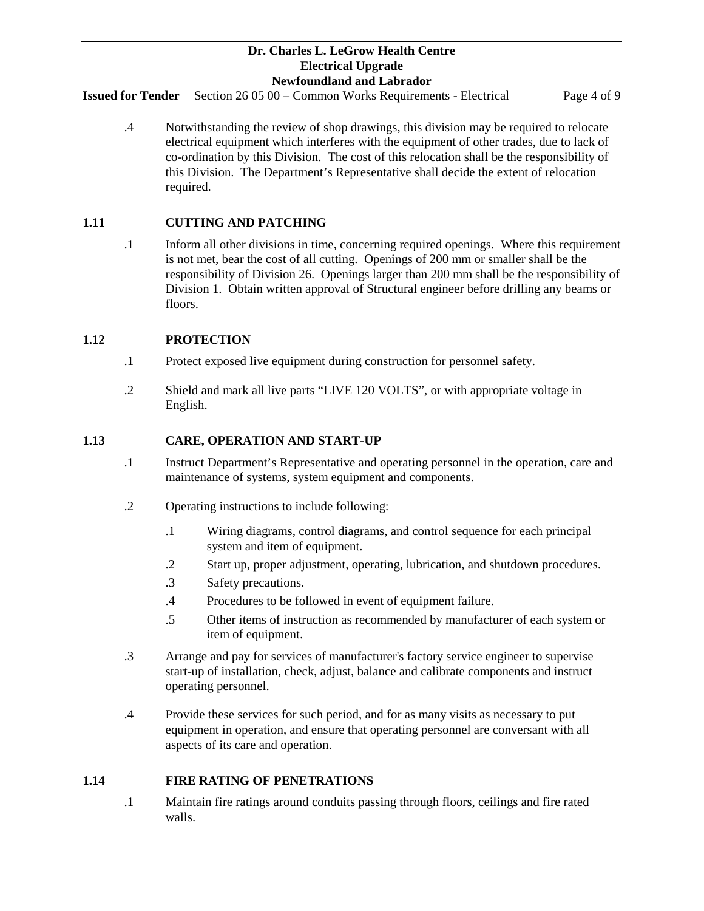.4 Notwithstanding the review of shop drawings, this division may be required to relocate electrical equipment which interferes with the equipment of other trades, due to lack of co-ordination by this Division. The cost of this relocation shall be the responsibility of this Division. The Department's Representative shall decide the extent of relocation required.

## 1.11 CUTTING AND PATCHING

.1 Inform all other divisions in time, concerning required openings. Where this requirement is not met, bear the cost of all cutting. Openings of 200 mm or smaller shall be the responsibility of Division 26. Openings larger than 200 mm shall be the responsibility of Division 1. Obtain written approval of Structural engineer before drilling any beams or floors.

## 1.12 PROTECTION

.1 Protect exposed live equipment during construction for personnel safety.

.2 Shield and mark all live parts "LIVE 120 VOLTS", or with appropriate voltage in English.

## 1.13 CARE, OPERATION AND START-UP

.1 Instruct Department's Representative and operating personnel in the operation, care and maintenance of systems, system equipment and components.

.2 Operating instructions to include following:

- .1 Wiring diagrams, control diagrams, and control sequence for each principal system and item of equipment.
- .2 Start up, proper adjustment, operating, lubrication, and shutdown procedures.
- .3 Safety precautions.
- .4 Procedures to be followed in event of equipment failure.
- .5 Other items of instruction as recommended by manufacturer of each system or item of equipment.

.3 Arrange and pay for services of manufacturer's factory service engineer to supervise start-up of installation, check, adjust, balance and calibrate components and instruct operating personnel.

.4 Provide these services for such period, and for as many visits as necessary to put equipment in operation, and ensure that operating personnel are conversant with all aspects of its care and operation.

## 1.14 FIRE RATING OF PENETRATIONS

.1 Maintain fire ratings around conduits passing through floors, ceilings and fire rated walls.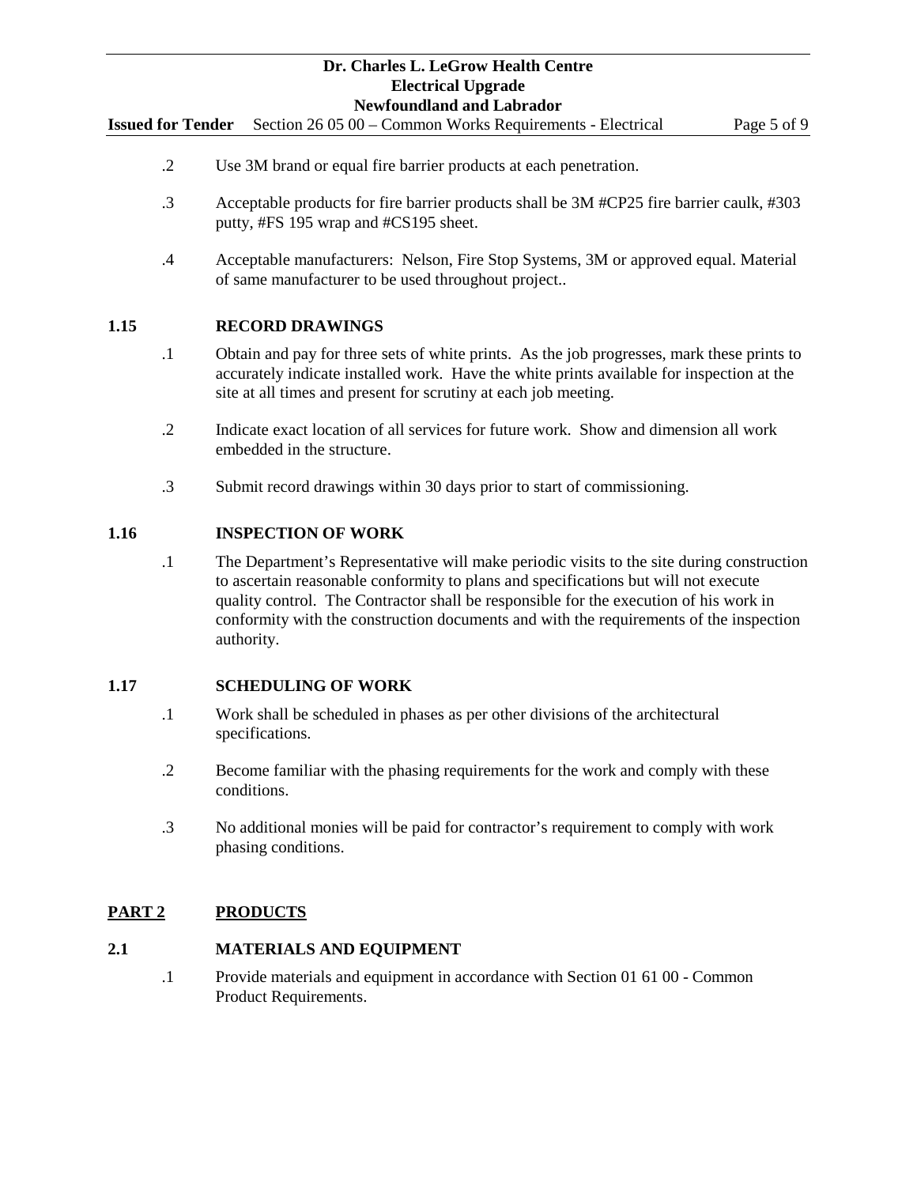.2 Use 3M brand or equal fire barrier products at each penetration.

.3 Acceptable products for fire barrier products shall be 3M #CP25 fire barrier caulk, #303 putty, #FS 195 wrap and #CS195 sheet.

.4 Acceptable manufacturers: Nelson, Fire Stop Systems, 3M or approved equal. Material of same manufacturer to be used throughout project..

### 1.15 RECORD DRAWINGS

.1 Obtain and pay for three sets of white prints. As the job progresses, mark these prints to accurately indicate installed work. Have the white prints available for inspection at the site at all times and present for scrutiny at each job meeting.

.2 Indicate exact location of all services for future work. Show and dimension all work embedded in the structure.

.3 Submit record drawings within 30 days prior to start of commissioning.

### 1.16 INSPECTION OF WORK

.1 The Department's Representative will make periodic visits to the site during construction to ascertain reasonable conformity to plans and specifications but will not execute quality control. The Contractor shall be responsible for the execution of his work in conformity with the construction documents and with the requirements of the inspection authority.

### 1.17 SCHEDULING OF WORK

.1 Work shall be scheduled in phases as per other divisions of the architectural specifications.

.2 Become familiar with the phasing requirements for the work and comply with these conditions.

.3 No additional monies will be paid for contractor's requirement to comply with work phasing conditions.

## PART 2 PRODUCTS

### 2.1 MATERIALS AND EQUIPMENT

.1 Provide materials and equipment in accordance with Section 01 61 00 - Common Product Requirements.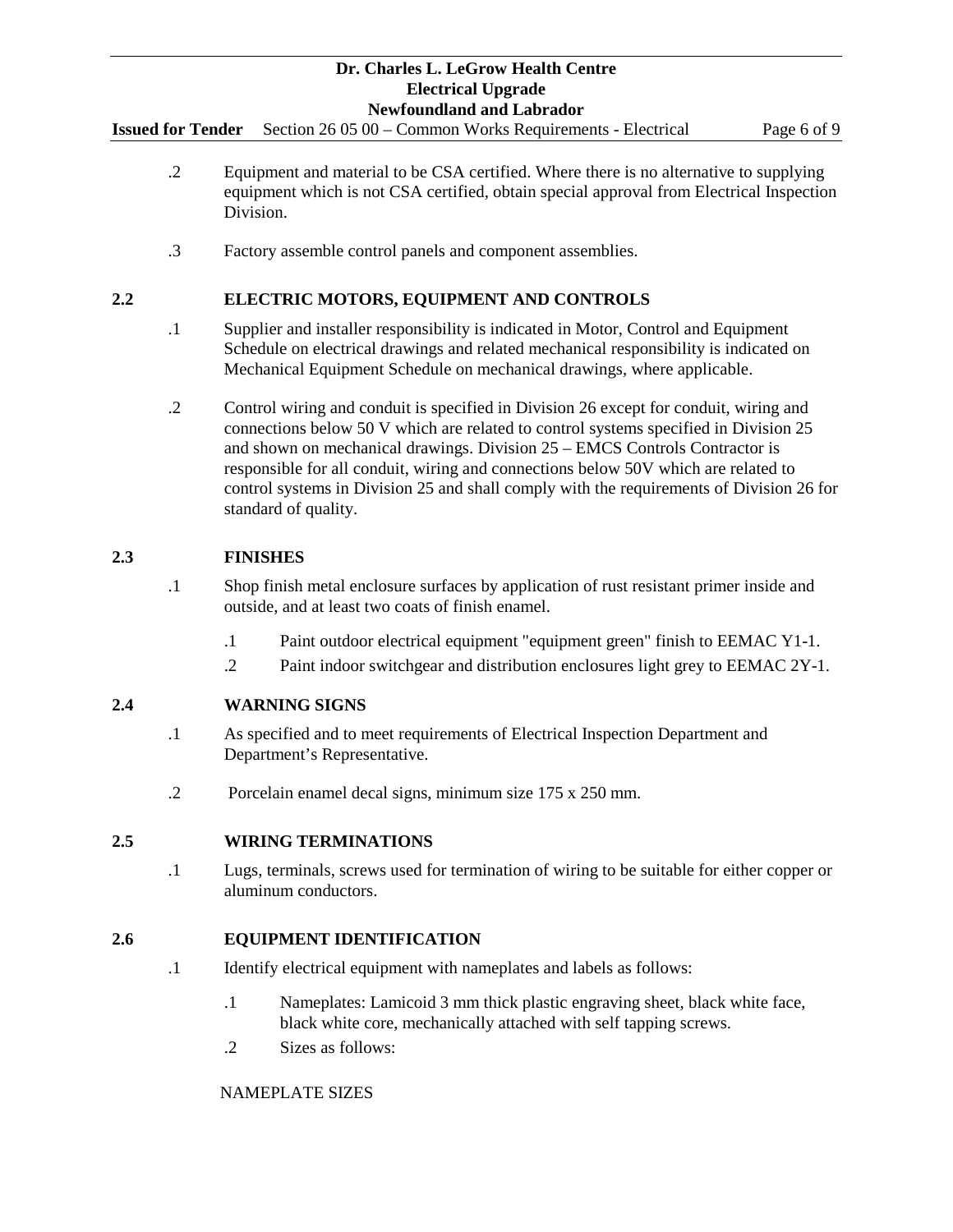.2 Equipment and material to be CSA certified. Where there is no alternative to supplying equipment which is not CSA certified, obtain special approval from Electrical Inspection Division.

.3 Factory assemble control panels and component assemblies.

## 2.2 ELECTRIC MOTORS, EQUIPMENT AND CONTROLS

.1 Supplier and installer responsibility is indicated in Motor, Control and Equipment Schedule on electrical drawings and related mechanical responsibility is indicated on Mechanical Equipment Schedule on mechanical drawings, where applicable.

.2 Control wiring and conduit is specified in Division 26 except for conduit, wiring and connections below 50 V which are related to control systems specified in Division 25 and shown on mechanical drawings. Division 25 – EMCS Controls Contractor is responsible for all conduit, wiring and connections below 50V which are related to control systems in Division 25 and shall comply with the requirements of Division 26 for standard of quality.

## 2.3 FINISHES

.1 Shop finish metal enclosure surfaces by application of rust resistant primer inside and outside, and at least two coats of finish enamel.

- .1 Paint outdoor electrical equipment "equipment green" finish to EEMAC Y1-1.
- .2 Paint indoor switchgear and distribution enclosures light grey to EEMAC 2Y-1.

## 2.4 WARNING SIGNS

.1 As specified and to meet requirements of Electrical Inspection Department and Department's Representative.

.2 Porcelain enamel decal signs, minimum size 175 x 250 mm.

## 2.5 WIRING TERMINATIONS

.1 Lugs, terminals, screws used for termination of wiring to be suitable for either copper or aluminum conductors.

## 2.6 EQUIPMENT IDENTIFICATION

.1 Identify electrical equipment with nameplates and labels as follows:

- .1 Nameplates: Lamicoid 3 mm thick plastic engraving sheet, black white face, black white core, mechanically attached with self tapping screws.
- .2 Sizes as follows:

NAMEPLATE SIZES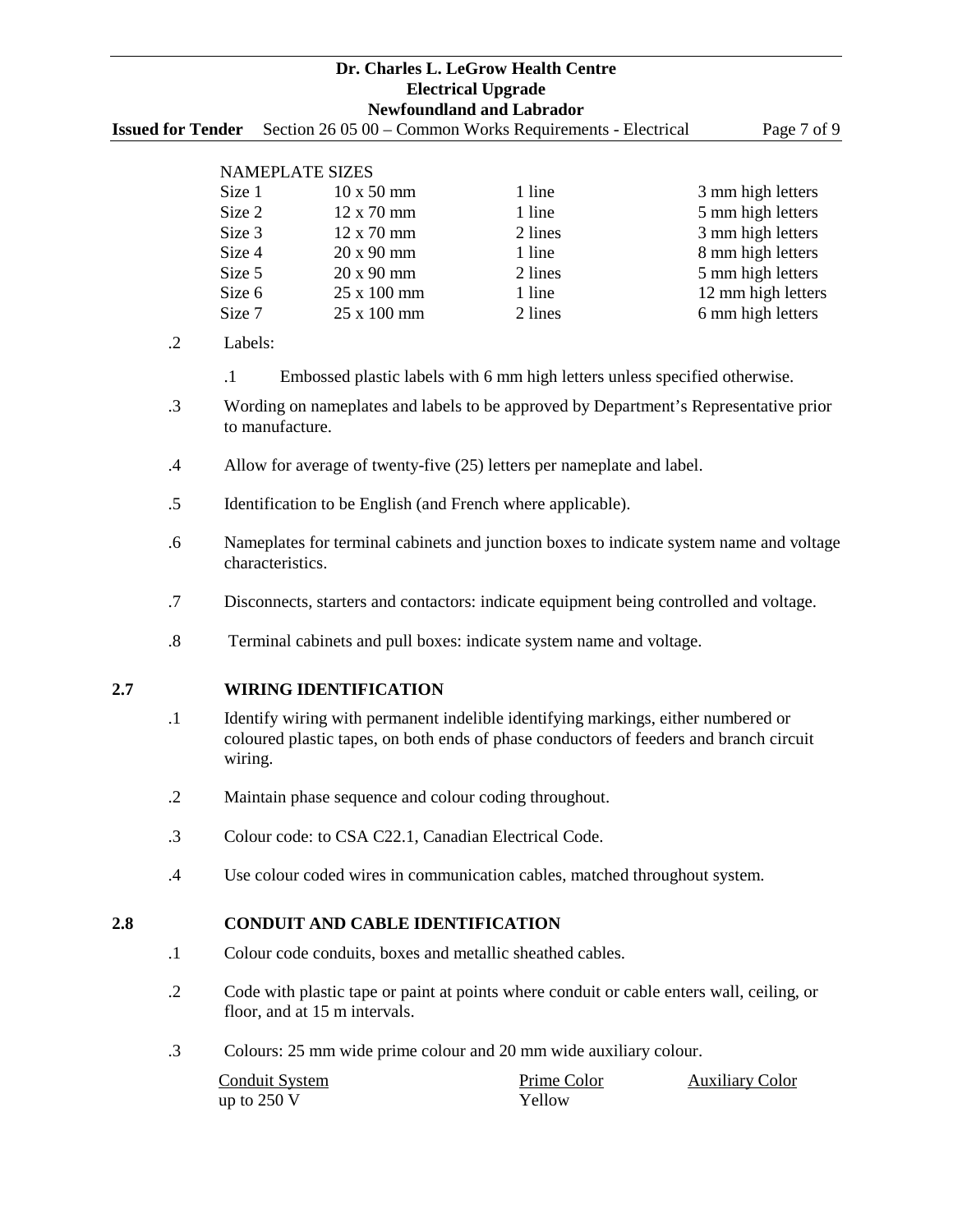NAMEPLATE SIZES

| | | | |
|---|---|---|---|
| Size 1 | 10 x 50 mm | 1 line | 3 mm high letters |
| Size 2 | 12 x 70 mm | 1 line | 5 mm high letters |
| Size 3 | 12 x 70 mm | 2 lines | 3 mm high letters |
| Size 4 | 20 x 90 mm | 1 line | 8 mm high letters |
| Size 5 | 20 x 90 mm | 2 lines | 5 mm high letters |
| Size 6 | 25 x 100 mm | 1 line | 12 mm high letters |
| Size 7 | 25 x 100 mm | 2 lines | 6 mm high letters |

.2 Labels:

.1 Embossed plastic labels with 6 mm high letters unless specified otherwise.

.3 Wording on nameplates and labels to be approved by Department's Representative prior to manufacture.

.4 Allow for average of twenty-five (25) letters per nameplate and label.

.5 Identification to be English (and French where applicable).

.6 Nameplates for terminal cabinets and junction boxes to indicate system name and voltage characteristics.

.7 Disconnects, starters and contactors: indicate equipment being controlled and voltage.

.8 Terminal cabinets and pull boxes: indicate system name and voltage.

## 2.7 WIRING IDENTIFICATION

.1 Identify wiring with permanent indelible identifying markings, either numbered or coloured plastic tapes, on both ends of phase conductors of feeders and branch circuit wiring.

.2 Maintain phase sequence and colour coding throughout.

.3 Colour code: to CSA C22.1, Canadian Electrical Code.

.4 Use colour coded wires in communication cables, matched throughout system.

## 2.8 CONDUIT AND CABLE IDENTIFICATION

.1 Colour code conduits, boxes and metallic sheathed cables.

.2 Code with plastic tape or paint at points where conduit or cable enters wall, ceiling, or floor, and at 15 m intervals.

.3 Colours: 25 mm wide prime colour and 20 mm wide auxiliary colour.

| Conduit System | Prime Color | Auxiliary Color |
|---|---|---|
| up to 250 V | Yellow | |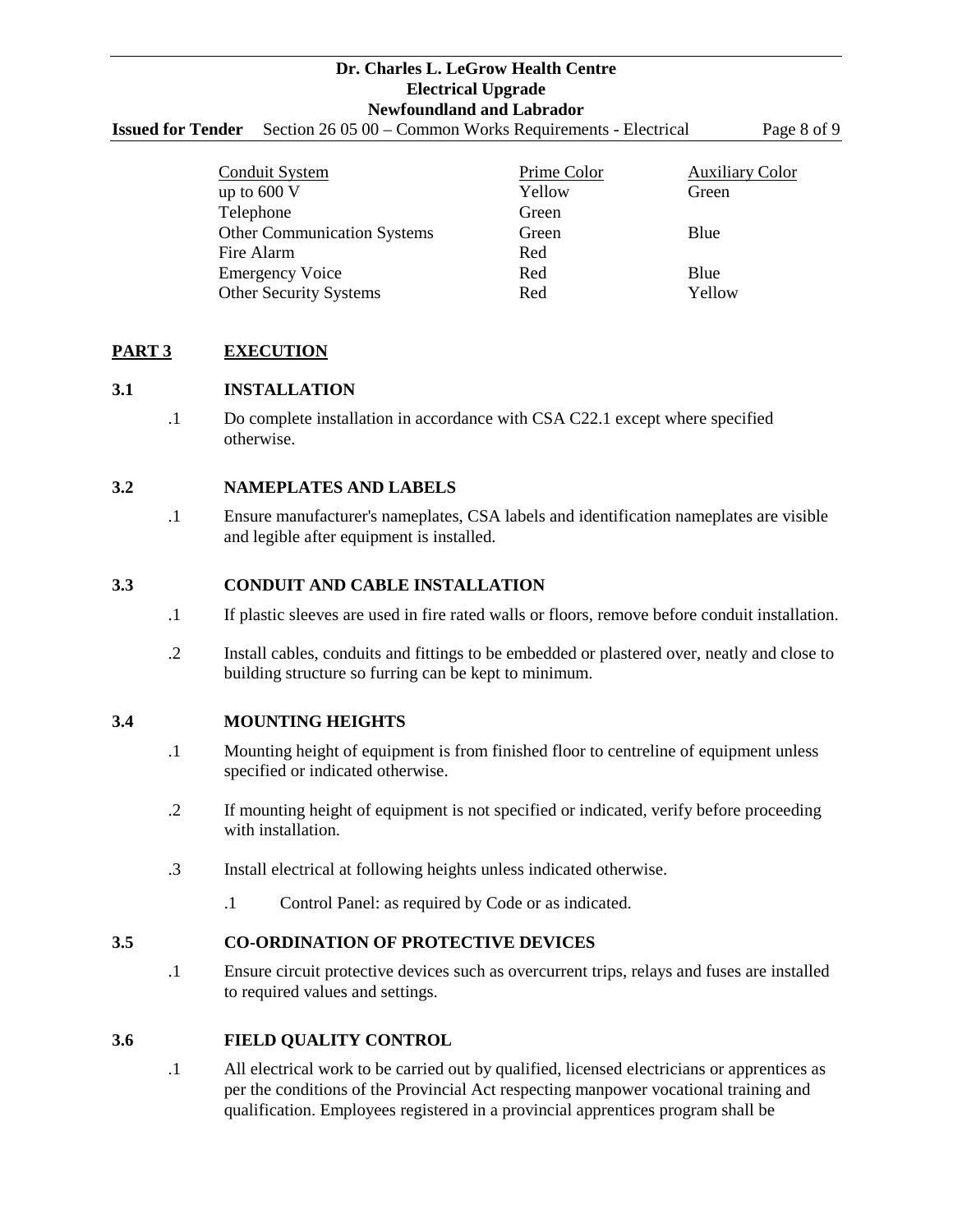| Conduit System | Prime Color | Auxiliary Color |
|---|---|---|
| up to 600 V | Yellow | Green |
| Telephone | Green | |
| Other Communication Systems | Green | Blue |
| Fire Alarm | Red | |
| Emergency Voice | Red | Blue |
| Other Security Systems | Red | Yellow |

## PART 3 EXECUTION

### 3.1 INSTALLATION

.1 Do complete installation in accordance with CSA C22.1 except where specified otherwise.

### 3.2 NAMEPLATES AND LABELS

.1 Ensure manufacturer's nameplates, CSA labels and identification nameplates are visible and legible after equipment is installed.

### 3.3 CONDUIT AND CABLE INSTALLATION

.1 If plastic sleeves are used in fire rated walls or floors, remove before conduit installation.

.2 Install cables, conduits and fittings to be embedded or plastered over, neatly and close to building structure so furring can be kept to minimum.

### 3.4 MOUNTING HEIGHTS

.1 Mounting height of equipment is from finished floor to centreline of equipment unless specified or indicated otherwise.

.2 If mounting height of equipment is not specified or indicated, verify before proceeding with installation.

.3 Install electrical at following heights unless indicated otherwise.

  .1 Control Panel: as required by Code or as indicated.

### 3.5 CO-ORDINATION OF PROTECTIVE DEVICES

.1 Ensure circuit protective devices such as overcurrent trips, relays and fuses are installed to required values and settings.

### 3.6 FIELD QUALITY CONTROL

.1 All electrical work to be carried out by qualified, licensed electricians or apprentices as per the conditions of the Provincial Act respecting manpower vocational training and qualification. Employees registered in a provincial apprentices program shall be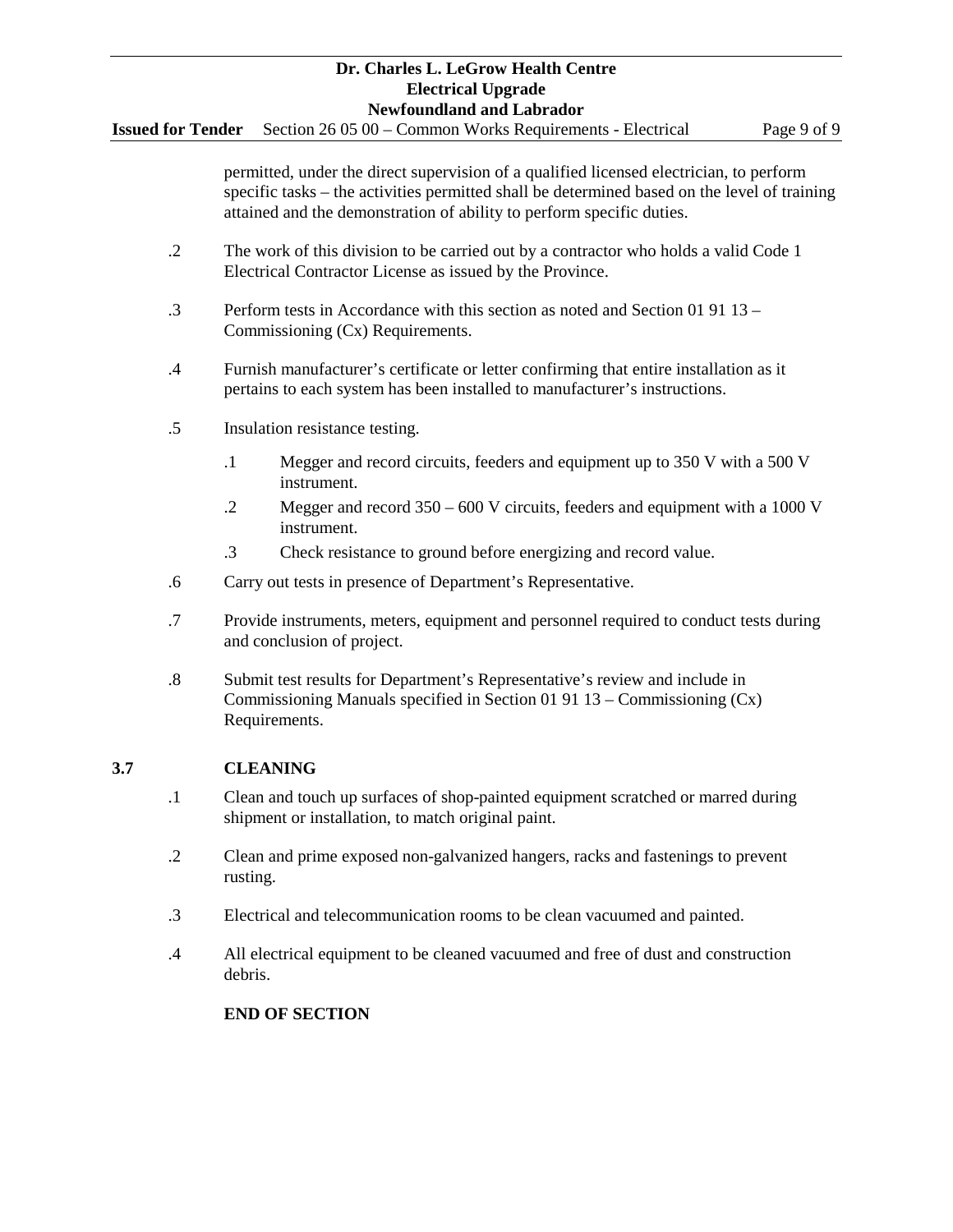permitted, under the direct supervision of a qualified licensed electrician, to perform specific tasks – the activities permitted shall be determined based on the level of training attained and the demonstration of ability to perform specific duties.

.2 The work of this division to be carried out by a contractor who holds a valid Code 1 Electrical Contractor License as issued by the Province.

.3 Perform tests in Accordance with this section as noted and Section 01 91 13 – Commissioning (Cx) Requirements.

.4 Furnish manufacturer's certificate or letter confirming that entire installation as it pertains to each system has been installed to manufacturer's instructions.

.5 Insulation resistance testing.

- .1 Megger and record circuits, feeders and equipment up to 350 V with a 500 V instrument.
- .2 Megger and record 350 – 600 V circuits, feeders and equipment with a 1000 V instrument.
- .3 Check resistance to ground before energizing and record value.

.6 Carry out tests in presence of Department's Representative.

.7 Provide instruments, meters, equipment and personnel required to conduct tests during and conclusion of project.

.8 Submit test results for Department's Representative's review and include in Commissioning Manuals specified in Section 01 91 13 – Commissioning (Cx) Requirements.

## 3.7 CLEANING

.1 Clean and touch up surfaces of shop-painted equipment scratched or marred during shipment or installation, to match original paint.

.2 Clean and prime exposed non-galvanized hangers, racks and fastenings to prevent rusting.

.3 Electrical and telecommunication rooms to be clean vacuumed and painted.

.4 All electrical equipment to be cleaned vacuumed and free of dust and construction debris.

**END OF SECTION**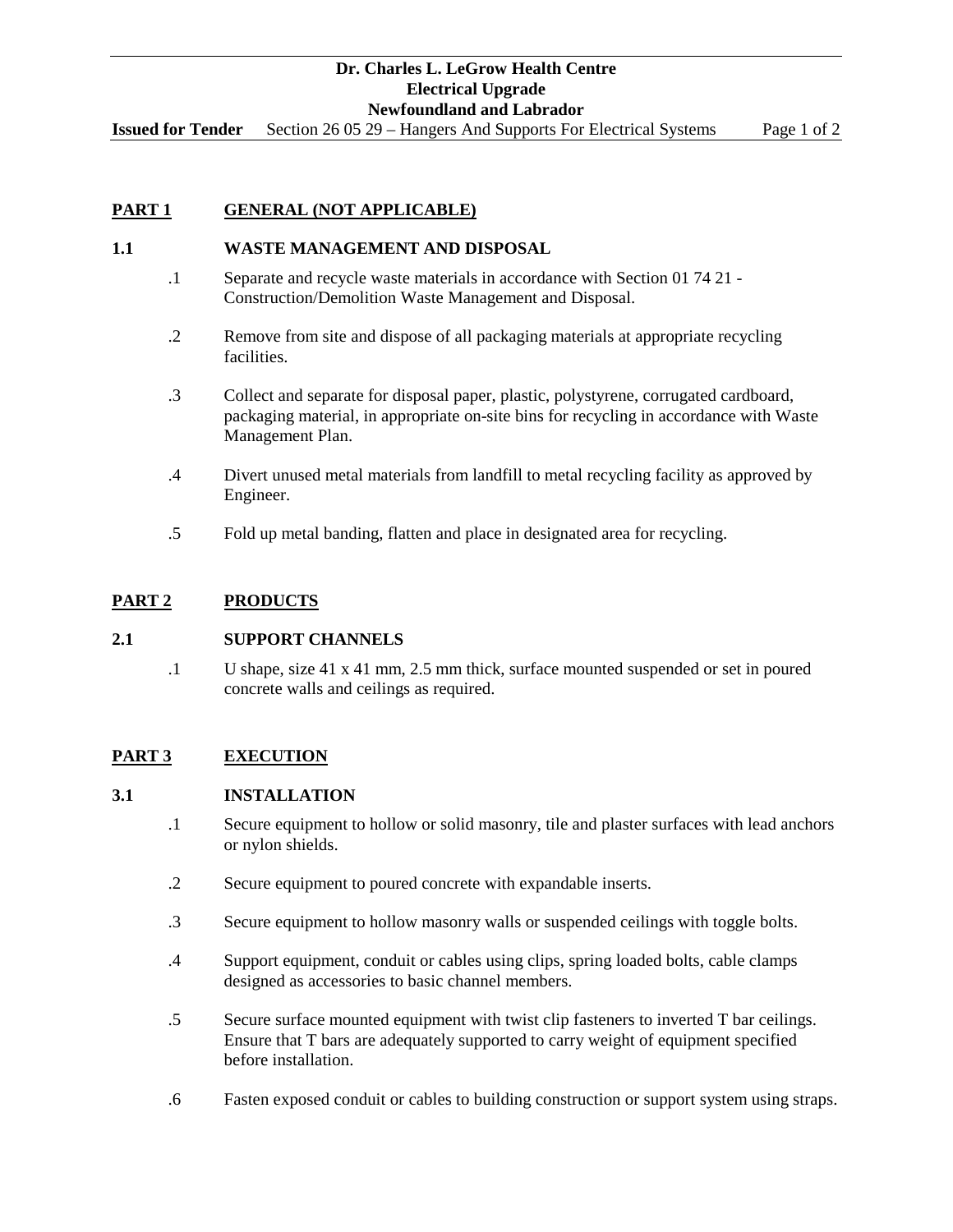## PART 1 GENERAL (NOT APPLICABLE)

### 1.1 WASTE MANAGEMENT AND DISPOSAL

.1 Separate and recycle waste materials in accordance with Section 01 74 21 - Construction/Demolition Waste Management and Disposal.

.2 Remove from site and dispose of all packaging materials at appropriate recycling facilities.

.3 Collect and separate for disposal paper, plastic, polystyrene, corrugated cardboard, packaging material, in appropriate on-site bins for recycling in accordance with Waste Management Plan.

.4 Divert unused metal materials from landfill to metal recycling facility as approved by Engineer.

.5 Fold up metal banding, flatten and place in designated area for recycling.

## PART 2 PRODUCTS

### 2.1 SUPPORT CHANNELS

.1 U shape, size 41 x 41 mm, 2.5 mm thick, surface mounted suspended or set in poured concrete walls and ceilings as required.

## PART 3 EXECUTION

### 3.1 INSTALLATION

.1 Secure equipment to hollow or solid masonry, tile and plaster surfaces with lead anchors or nylon shields.

.2 Secure equipment to poured concrete with expandable inserts.

.3 Secure equipment to hollow masonry walls or suspended ceilings with toggle bolts.

.4 Support equipment, conduit or cables using clips, spring loaded bolts, cable clamps designed as accessories to basic channel members.

.5 Secure surface mounted equipment with twist clip fasteners to inverted T bar ceilings. Ensure that T bars are adequately supported to carry weight of equipment specified before installation.

.6 Fasten exposed conduit or cables to building construction or support system using straps.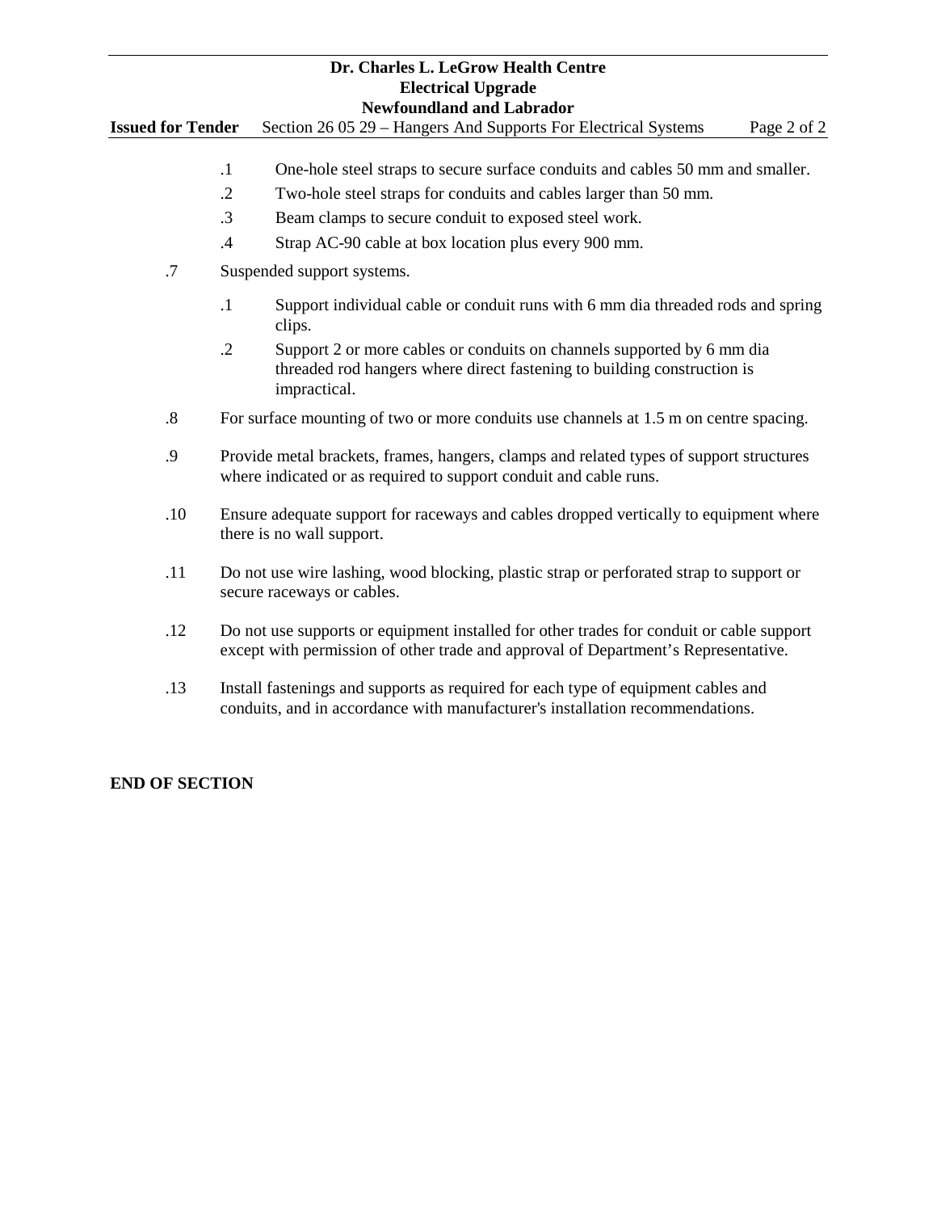- .1 One-hole steel straps to secure surface conduits and cables 50 mm and smaller.
- .2 Two-hole steel straps for conduits and cables larger than 50 mm.
- .3 Beam clamps to secure conduit to exposed steel work.
- .4 Strap AC-90 cable at box location plus every 900 mm.

.7 Suspended support systems.

- .1 Support individual cable or conduit runs with 6 mm dia threaded rods and spring clips.
- .2 Support 2 or more cables or conduits on channels supported by 6 mm dia threaded rod hangers where direct fastening to building construction is impractical.

.8 For surface mounting of two or more conduits use channels at 1.5 m on centre spacing.

.9 Provide metal brackets, frames, hangers, clamps and related types of support structures where indicated or as required to support conduit and cable runs.

.10 Ensure adequate support for raceways and cables dropped vertically to equipment where there is no wall support.

.11 Do not use wire lashing, wood blocking, plastic strap or perforated strap to support or secure raceways or cables.

.12 Do not use supports or equipment installed for other trades for conduit or cable support except with permission of other trade and approval of Department's Representative.

.13 Install fastenings and supports as required for each type of equipment cables and conduits, and in accordance with manufacturer's installation recommendations.

**END OF SECTION**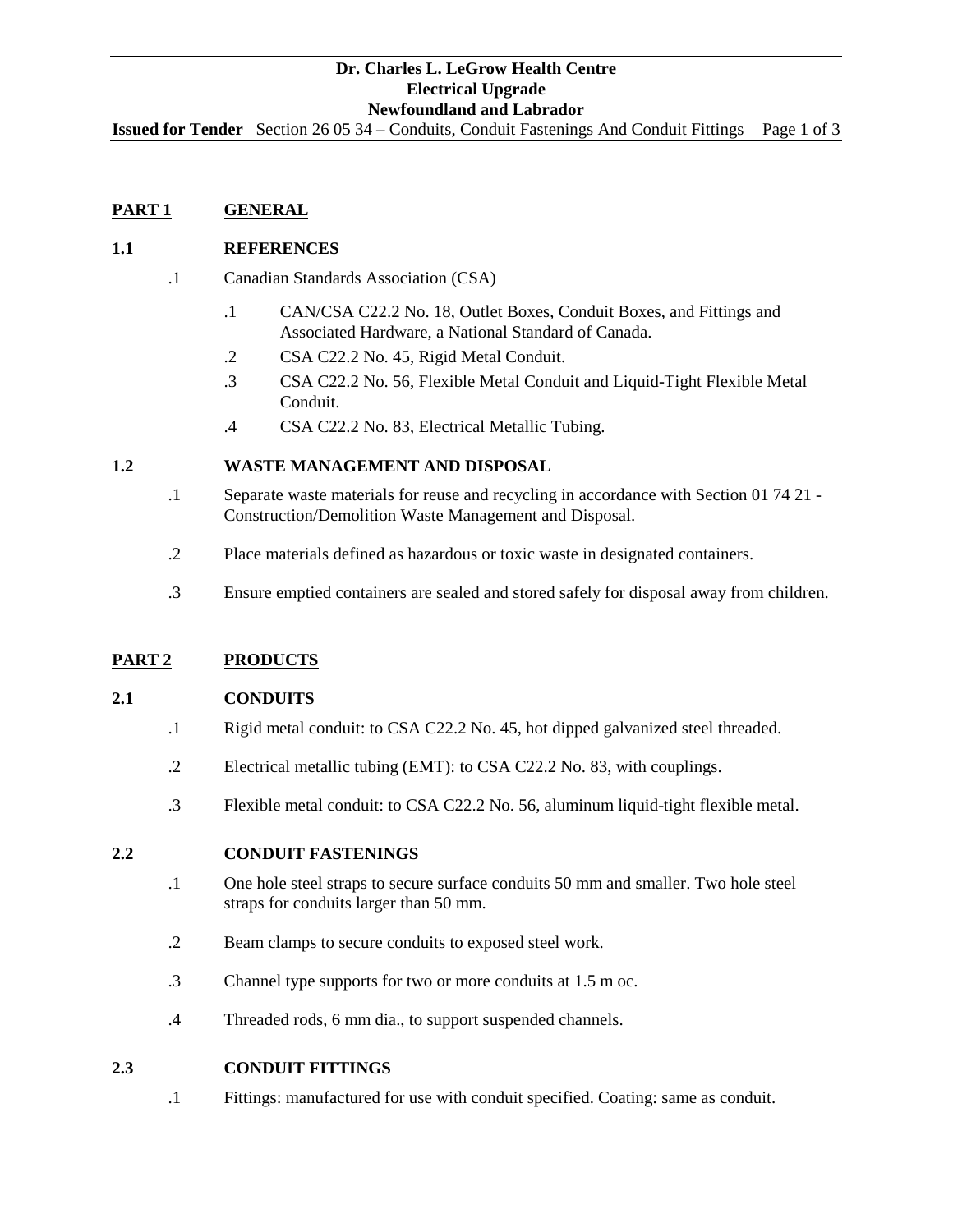## PART 1 GENERAL

### 1.1 REFERENCES

.1 Canadian Standards Association (CSA)

  .1 CAN/CSA C22.2 No. 18, Outlet Boxes, Conduit Boxes, and Fittings and Associated Hardware, a National Standard of Canada.

  .2 CSA C22.2 No. 45, Rigid Metal Conduit.

  .3 CSA C22.2 No. 56, Flexible Metal Conduit and Liquid-Tight Flexible Metal Conduit.

  .4 CSA C22.2 No. 83, Electrical Metallic Tubing.

### 1.2 WASTE MANAGEMENT AND DISPOSAL

.1 Separate waste materials for reuse and recycling in accordance with Section 01 74 21 - Construction/Demolition Waste Management and Disposal.

.2 Place materials defined as hazardous or toxic waste in designated containers.

.3 Ensure emptied containers are sealed and stored safely for disposal away from children.

## PART 2 PRODUCTS

### 2.1 CONDUITS

.1 Rigid metal conduit: to CSA C22.2 No. 45, hot dipped galvanized steel threaded.

.2 Electrical metallic tubing (EMT): to CSA C22.2 No. 83, with couplings.

.3 Flexible metal conduit: to CSA C22.2 No. 56, aluminum liquid-tight flexible metal.

### 2.2 CONDUIT FASTENINGS

.1 One hole steel straps to secure surface conduits 50 mm and smaller. Two hole steel straps for conduits larger than 50 mm.

.2 Beam clamps to secure conduits to exposed steel work.

.3 Channel type supports for two or more conduits at 1.5 m oc.

.4 Threaded rods, 6 mm dia., to support suspended channels.

### 2.3 CONDUIT FITTINGS

.1 Fittings: manufactured for use with conduit specified. Coating: same as conduit.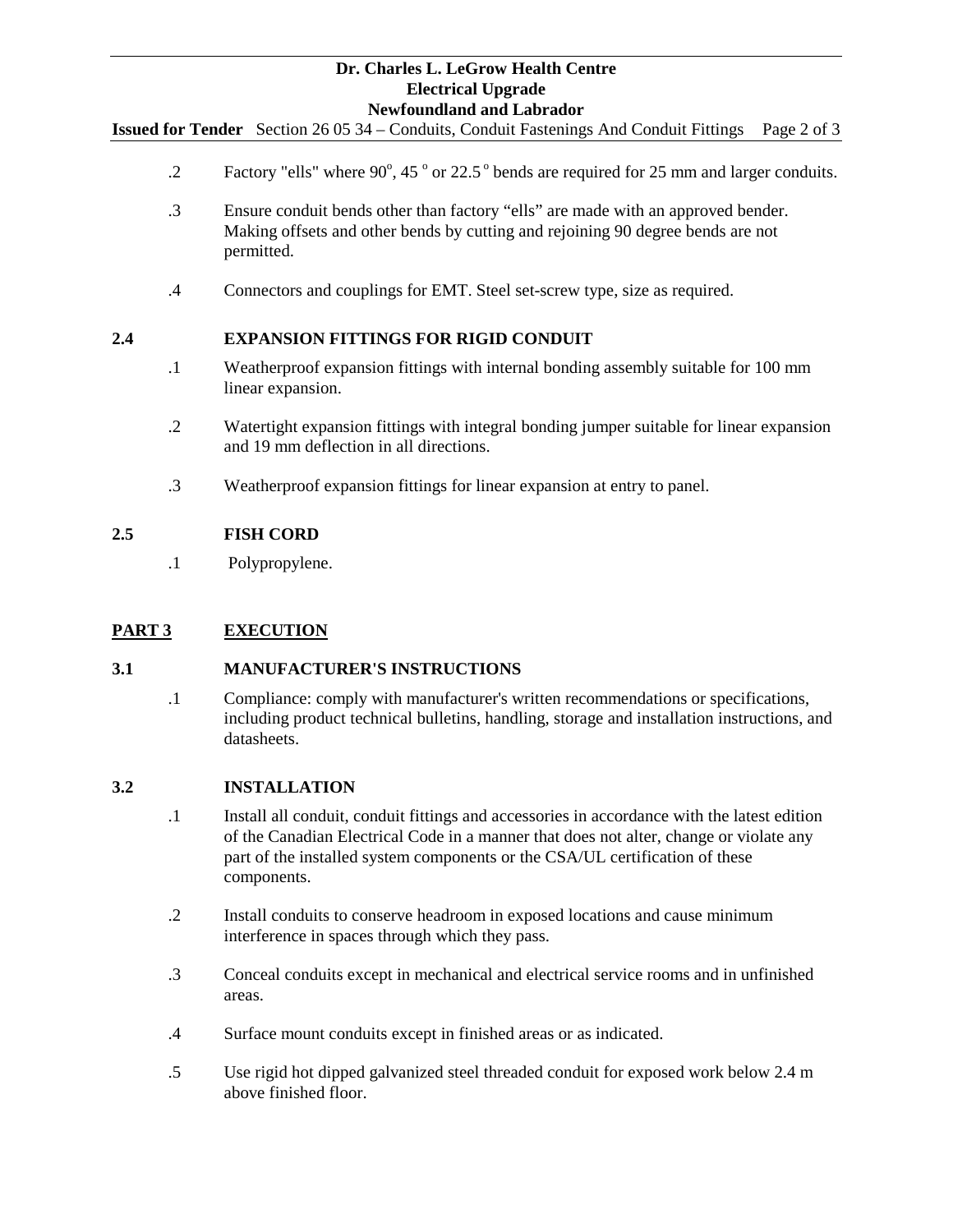.2 Factory "ells" where $90^{o}$, $45^{o}$ or $22.5^{o}$ bends are required for 25 mm and larger conduits.

.3 Ensure conduit bends other than factory “ells” are made with an approved bender. Making offsets and other bends by cutting and rejoining 90 degree bends are not permitted.

.4 Connectors and couplings for EMT. Steel set-screw type, size as required.

### 2.4 EXPANSION FITTINGS FOR RIGID CONDUIT

.1 Weatherproof expansion fittings with internal bonding assembly suitable for 100 mm linear expansion.

.2 Watertight expansion fittings with integral bonding jumper suitable for linear expansion and 19 mm deflection in all directions.

.3 Weatherproof expansion fittings for linear expansion at entry to panel.

### 2.5 FISH CORD

.1 Polypropylene.

## PART 3 EXECUTION

### 3.1 MANUFACTURER'S INSTRUCTIONS

.1 Compliance: comply with manufacturer's written recommendations or specifications, including product technical bulletins, handling, storage and installation instructions, and datasheets.

### 3.2 INSTALLATION

.1 Install all conduit, conduit fittings and accessories in accordance with the latest edition of the Canadian Electrical Code in a manner that does not alter, change or violate any part of the installed system components or the CSA/UL certification of these components.

.2 Install conduits to conserve headroom in exposed locations and cause minimum interference in spaces through which they pass.

.3 Conceal conduits except in mechanical and electrical service rooms and in unfinished areas.

.4 Surface mount conduits except in finished areas or as indicated.

.5 Use rigid hot dipped galvanized steel threaded conduit for exposed work below 2.4 m above finished floor.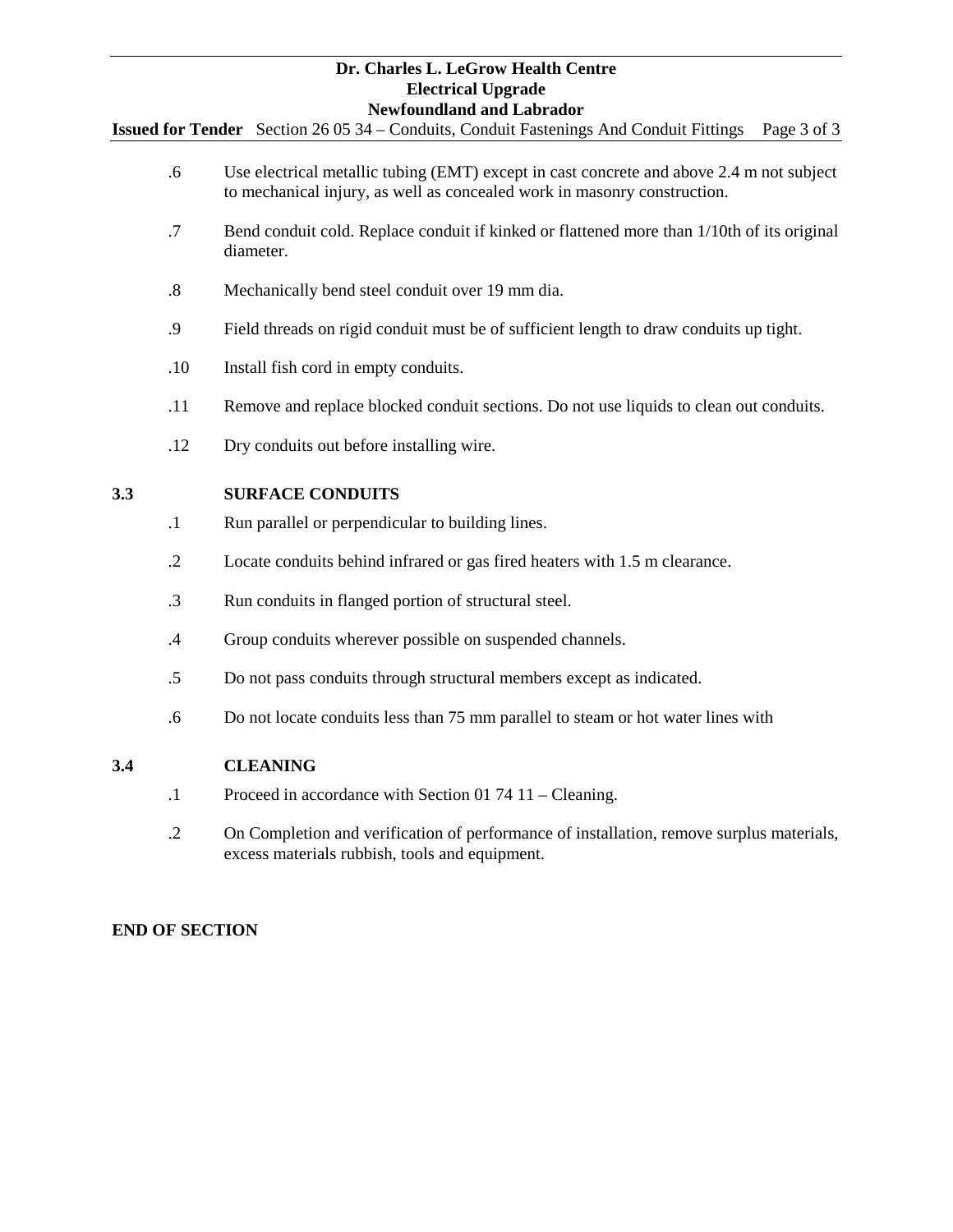.6 Use electrical metallic tubing (EMT) except in cast concrete and above 2.4 m not subject to mechanical injury, as well as concealed work in masonry construction.

.7 Bend conduit cold. Replace conduit if kinked or flattened more than 1/10th of its original diameter.

.8 Mechanically bend steel conduit over 19 mm dia.

.9 Field threads on rigid conduit must be of sufficient length to draw conduits up tight.

.10 Install fish cord in empty conduits.

.11 Remove and replace blocked conduit sections. Do not use liquids to clean out conduits.

.12 Dry conduits out before installing wire.

## 3.3 SURFACE CONDUITS

.1 Run parallel or perpendicular to building lines.

.2 Locate conduits behind infrared or gas fired heaters with 1.5 m clearance.

.3 Run conduits in flanged portion of structural steel.

.4 Group conduits wherever possible on suspended channels.

.5 Do not pass conduits through structural members except as indicated.

.6 Do not locate conduits less than 75 mm parallel to steam or hot water lines with

## 3.4 CLEANING

.1 Proceed in accordance with Section 01 74 11 – Cleaning.

.2 On Completion and verification of performance of installation, remove surplus materials, excess materials rubbish, tools and equipment.

**END OF SECTION**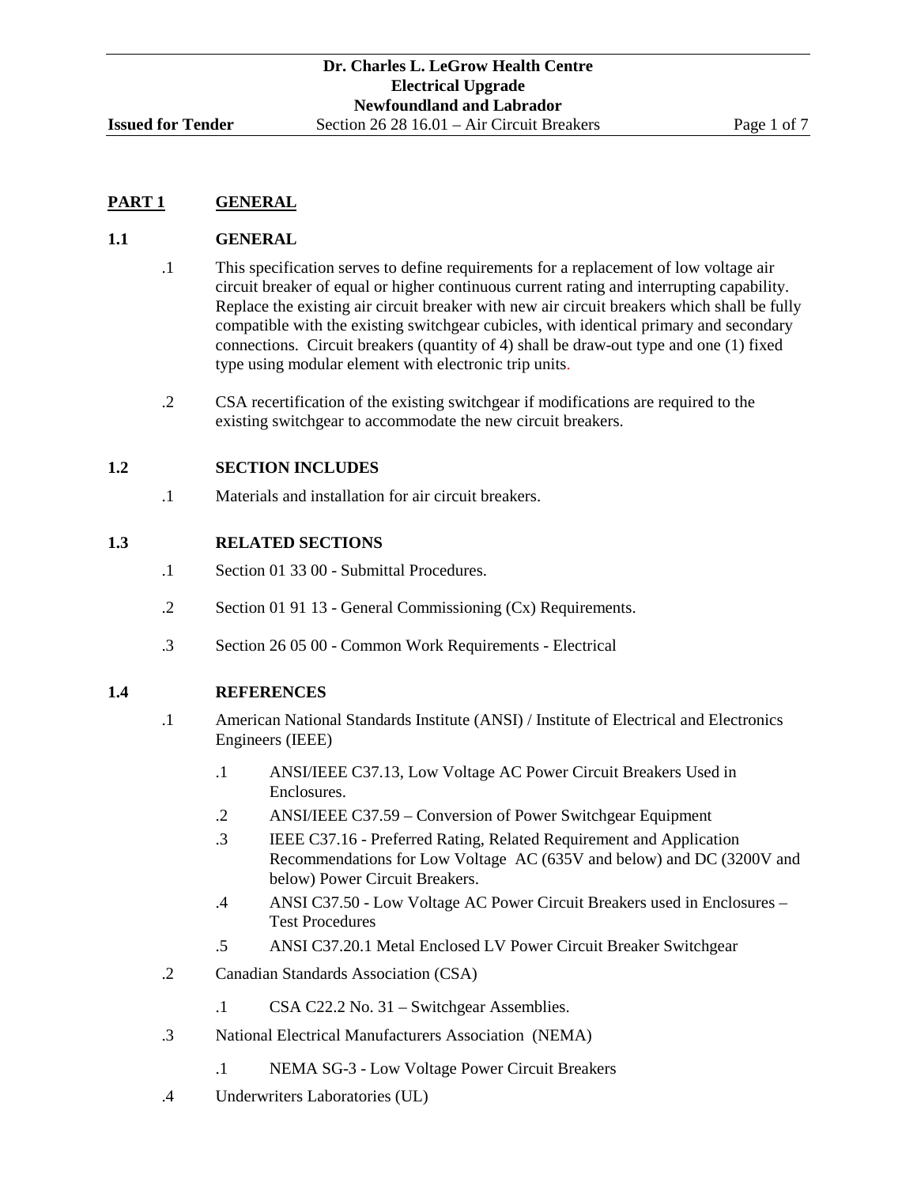## PART 1 GENERAL

### 1.1 GENERAL

.1 This specification serves to define requirements for a replacement of low voltage air circuit breaker of equal or higher continuous current rating and interrupting capability. Replace the existing air circuit breaker with new air circuit breakers which shall be fully compatible with the existing switchgear cubicles, with identical primary and secondary connections. Circuit breakers (quantity of 4) shall be draw-out type and one (1) fixed type using modular element with electronic trip units.

.2 CSA recertification of the existing switchgear if modifications are required to the existing switchgear to accommodate the new circuit breakers.

### 1.2 SECTION INCLUDES

.1 Materials and installation for air circuit breakers.

### 1.3 RELATED SECTIONS

.1 Section 01 33 00 - Submittal Procedures.

.2 Section 01 91 13 - General Commissioning (Cx) Requirements.

.3 Section 26 05 00 - Common Work Requirements - Electrical

### 1.4 REFERENCES

.1 American National Standards Institute (ANSI) / Institute of Electrical and Electronics Engineers (IEEE)

- .1 ANSI/IEEE C37.13, Low Voltage AC Power Circuit Breakers Used in Enclosures.
- .2 ANSI/IEEE C37.59 – Conversion of Power Switchgear Equipment
- .3 IEEE C37.16 - Preferred Rating, Related Requirement and Application Recommendations for Low Voltage AC (635V and below) and DC (3200V and below) Power Circuit Breakers.
- .4 ANSI C37.50 - Low Voltage AC Power Circuit Breakers used in Enclosures – Test Procedures
- .5 ANSI C37.20.1 Metal Enclosed LV Power Circuit Breaker Switchgear

.2 Canadian Standards Association (CSA)

- .1 CSA C22.2 No. 31 – Switchgear Assemblies.

.3 National Electrical Manufacturers Association (NEMA)

- .1 NEMA SG-3 - Low Voltage Power Circuit Breakers

.4 Underwriters Laboratories (UL)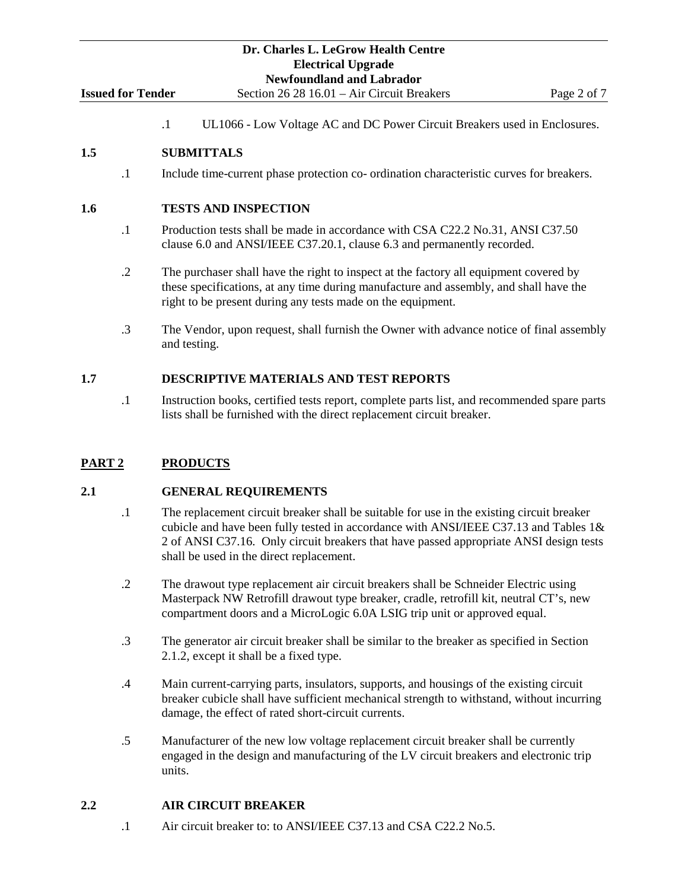.1 UL1066 - Low Voltage AC and DC Power Circuit Breakers used in Enclosures.

## 1.5 SUBMITTALS

.1 Include time-current phase protection co- ordination characteristic curves for breakers.

## 1.6 TESTS AND INSPECTION

.1 Production tests shall be made in accordance with CSA C22.2 No.31, ANSI C37.50 clause 6.0 and ANSI/IEEE C37.20.1, clause 6.3 and permanently recorded.

.2 The purchaser shall have the right to inspect at the factory all equipment covered by these specifications, at any time during manufacture and assembly, and shall have the right to be present during any tests made on the equipment.

.3 The Vendor, upon request, shall furnish the Owner with advance notice of final assembly and testing.

## 1.7 DESCRIPTIVE MATERIALS AND TEST REPORTS

.1 Instruction books, certified tests report, complete parts list, and recommended spare parts lists shall be furnished with the direct replacement circuit breaker.

# PART 2 PRODUCTS

## 2.1 GENERAL REQUIREMENTS

.1 The replacement circuit breaker shall be suitable for use in the existing circuit breaker cubicle and have been fully tested in accordance with ANSI/IEEE C37.13 and Tables 1& 2 of ANSI C37.16. Only circuit breakers that have passed appropriate ANSI design tests shall be used in the direct replacement.

.2 The drawout type replacement air circuit breakers shall be Schneider Electric using Masterpack NW Retrofill drawout type breaker, cradle, retrofill kit, neutral CT's, new compartment doors and a MicroLogic 6.0A LSIG trip unit or approved equal.

.3 The generator air circuit breaker shall be similar to the breaker as specified in Section 2.1.2, except it shall be a fixed type.

.4 Main current-carrying parts, insulators, supports, and housings of the existing circuit breaker cubicle shall have sufficient mechanical strength to withstand, without incurring damage, the effect of rated short-circuit currents.

.5 Manufacturer of the new low voltage replacement circuit breaker shall be currently engaged in the design and manufacturing of the LV circuit breakers and electronic trip units.

## 2.2 AIR CIRCUIT BREAKER

.1 Air circuit breaker to: to ANSI/IEEE C37.13 and CSA C22.2 No.5.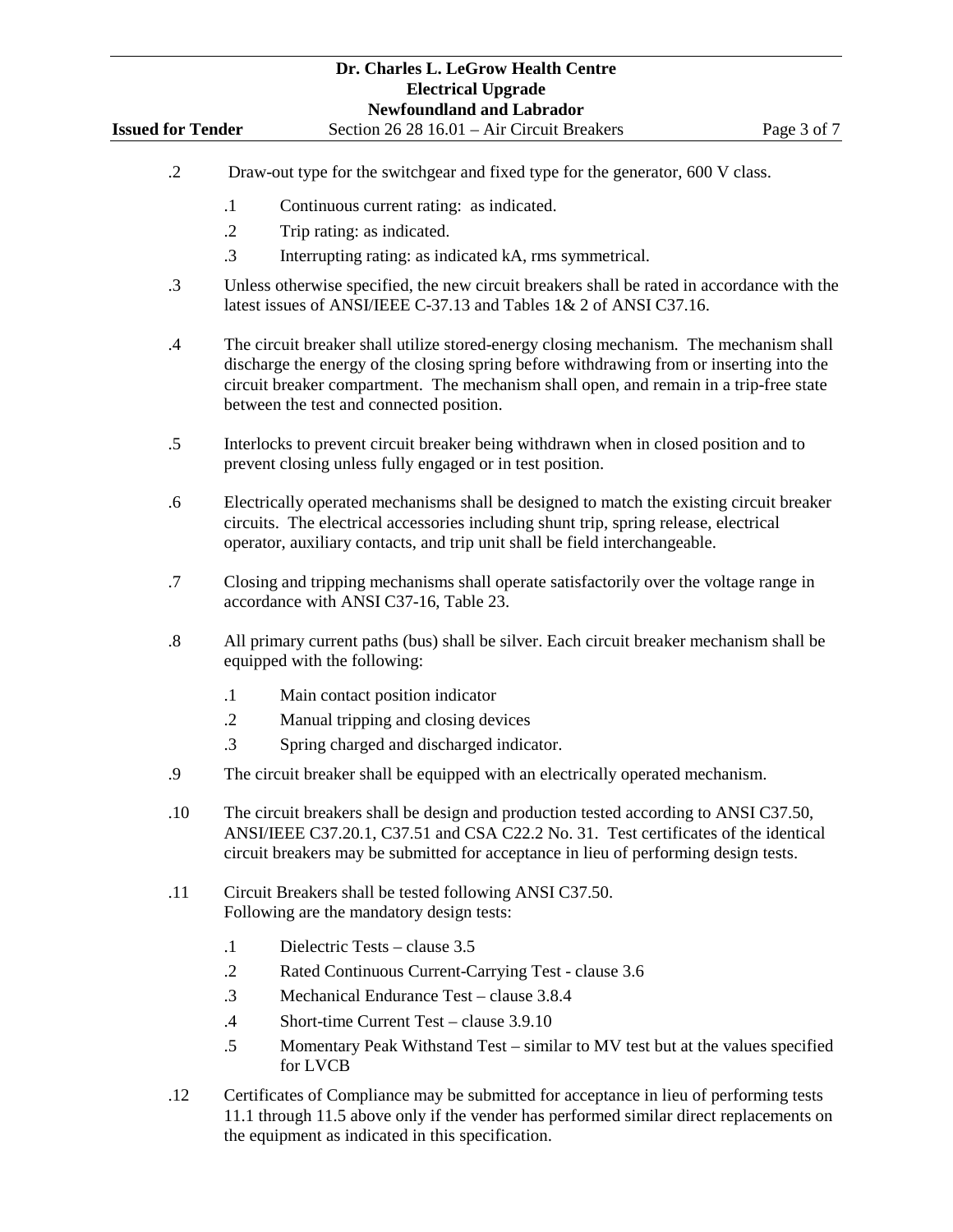.2 Draw-out type for the switchgear and fixed type for the generator, 600 V class.

  .1 Continuous current rating: as indicated.

  .2 Trip rating: as indicated.

  .3 Interrupting rating: as indicated kA, rms symmetrical.

.3 Unless otherwise specified, the new circuit breakers shall be rated in accordance with the latest issues of ANSI/IEEE C-37.13 and Tables 1& 2 of ANSI C37.16.

.4 The circuit breaker shall utilize stored-energy closing mechanism. The mechanism shall discharge the energy of the closing spring before withdrawing from or inserting into the circuit breaker compartment. The mechanism shall open, and remain in a trip-free state between the test and connected position.

.5 Interlocks to prevent circuit breaker being withdrawn when in closed position and to prevent closing unless fully engaged or in test position.

.6 Electrically operated mechanisms shall be designed to match the existing circuit breaker circuits. The electrical accessories including shunt trip, spring release, electrical operator, auxiliary contacts, and trip unit shall be field interchangeable.

.7 Closing and tripping mechanisms shall operate satisfactorily over the voltage range in accordance with ANSI C37-16, Table 23.

.8 All primary current paths (bus) shall be silver. Each circuit breaker mechanism shall be equipped with the following:

  .1 Main contact position indicator

  .2 Manual tripping and closing devices

  .3 Spring charged and discharged indicator.

.9 The circuit breaker shall be equipped with an electrically operated mechanism.

.10 The circuit breakers shall be design and production tested according to ANSI C37.50, ANSI/IEEE C37.20.1, C37.51 and CSA C22.2 No. 31. Test certificates of the identical circuit breakers may be submitted for acceptance in lieu of performing design tests.

.11 Circuit Breakers shall be tested following ANSI C37.50.
Following are the mandatory design tests:

  .1 Dielectric Tests – clause 3.5

  .2 Rated Continuous Current-Carrying Test - clause 3.6

  .3 Mechanical Endurance Test – clause 3.8.4

  .4 Short-time Current Test – clause 3.9.10

  .5 Momentary Peak Withstand Test – similar to MV test but at the values specified for LVCB

.12 Certificates of Compliance may be submitted for acceptance in lieu of performing tests 11.1 through 11.5 above only if the vender has performed similar direct replacements on the equipment as indicated in this specification.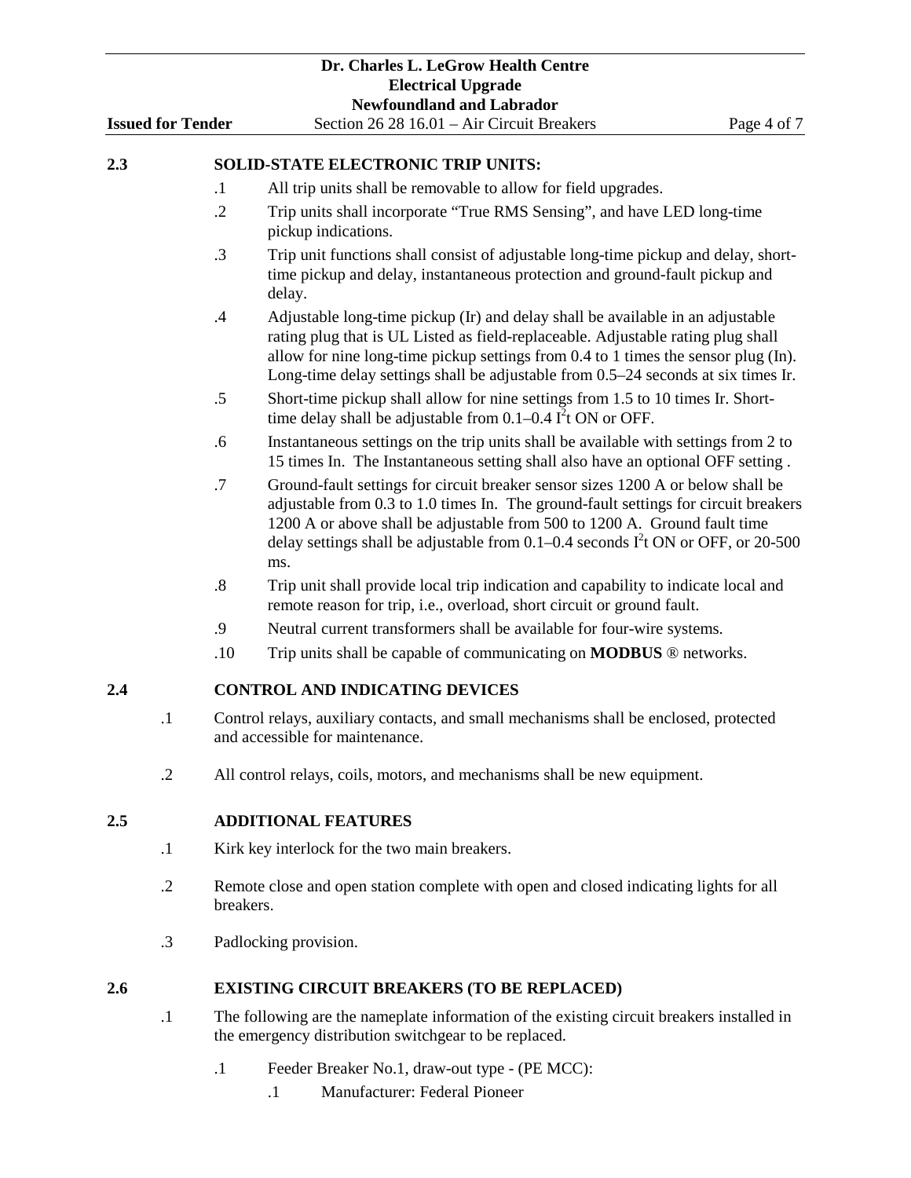## 2.3 SOLID-STATE ELECTRONIC TRIP UNITS:

.1 All trip units shall be removable to allow for field upgrades.

.2 Trip units shall incorporate "True RMS Sensing", and have LED long-time pickup indications.

.3 Trip unit functions shall consist of adjustable long-time pickup and delay, short-time pickup and delay, instantaneous protection and ground-fault pickup and delay.

.4 Adjustable long-time pickup (Ir) and delay shall be available in an adjustable rating plug that is UL Listed as field-replaceable. Adjustable rating plug shall allow for nine long-time pickup settings from 0.4 to 1 times the sensor plug (In). Long-time delay settings shall be adjustable from 0.5–24 seconds at six times Ir.

.5 Short-time pickup shall allow for nine settings from 1.5 to 10 times Ir. Short-time delay shall be adjustable from 0.1–0.4 $I^2t$ ON or OFF.

.6 Instantaneous settings on the trip units shall be available with settings from 2 to 15 times In. The Instantaneous setting shall also have an optional OFF setting .

.7 Ground-fault settings for circuit breaker sensor sizes 1200 A or below shall be adjustable from 0.3 to 1.0 times In. The ground-fault settings for circuit breakers 1200 A or above shall be adjustable from 500 to 1200 A. Ground fault time delay settings shall be adjustable from 0.1–0.4 seconds $I^2t$ ON or OFF, or 20-500 ms.

.8 Trip unit shall provide local trip indication and capability to indicate local and remote reason for trip, i.e., overload, short circuit or ground fault.

.9 Neutral current transformers shall be available for four-wire systems.

.10 Trip units shall be capable of communicating on **MODBUS** ® networks.

## 2.4 CONTROL AND INDICATING DEVICES

.1 Control relays, auxiliary contacts, and small mechanisms shall be enclosed, protected and accessible for maintenance.

.2 All control relays, coils, motors, and mechanisms shall be new equipment.

## 2.5 ADDITIONAL FEATURES

.1 Kirk key interlock for the two main breakers.

.2 Remote close and open station complete with open and closed indicating lights for all breakers.

.3 Padlocking provision.

## 2.6 EXISTING CIRCUIT BREAKERS (TO BE REPLACED)

.1 The following are the nameplate information of the existing circuit breakers installed in the emergency distribution switchgear to be replaced.

- .1 Feeder Breaker No.1, draw-out type - (PE MCC):
  - .1 Manufacturer: Federal Pioneer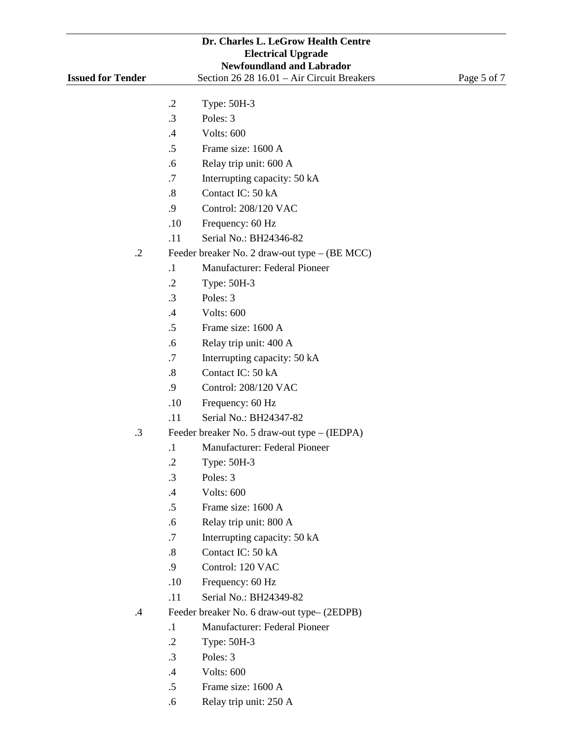- .2 Type: 50H-3
- .3 Poles: 3
- .4 Volts: 600
- .5 Frame size: 1600 A
- .6 Relay trip unit: 600 A
- .7 Interrupting capacity: 50 kA
- .8 Contact IC: 50 kA
- .9 Control: 208/120 VAC
- .10 Frequency: 60 Hz
- .11 Serial No.: BH24346-82

.2 Feeder breaker No. 2 draw-out type – (BE MCC)

- .1 Manufacturer: Federal Pioneer
- .2 Type: 50H-3
- .3 Poles: 3
- .4 Volts: 600
- .5 Frame size: 1600 A
- .6 Relay trip unit: 400 A
- .7 Interrupting capacity: 50 kA
- .8 Contact IC: 50 kA
- .9 Control: 208/120 VAC
- .10 Frequency: 60 Hz
- .11 Serial No.: BH24347-82

.3 Feeder breaker No. 5 draw-out type – (IEDPA)

- .1 Manufacturer: Federal Pioneer
- .2 Type: 50H-3
- .3 Poles: 3
- .4 Volts: 600
- .5 Frame size: 1600 A
- .6 Relay trip unit: 800 A
- .7 Interrupting capacity: 50 kA
- .8 Contact IC: 50 kA
- .9 Control: 120 VAC
- .10 Frequency: 60 Hz
- .11 Serial No.: BH24349-82

.4 Feeder breaker No. 6 draw-out type– (2EDPB)

- .1 Manufacturer: Federal Pioneer
- .2 Type: 50H-3
- .3 Poles: 3
- .4 Volts: 600
- .5 Frame size: 1600 A
- .6 Relay trip unit: 250 A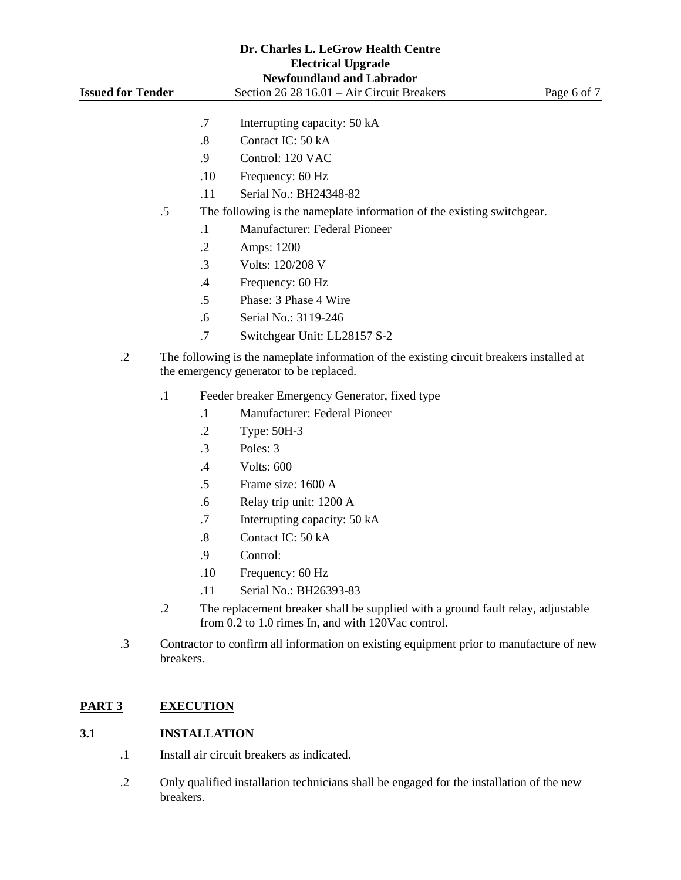.7 Interrupting capacity: 50 kA

.8 Contact IC: 50 kA

.9 Control: 120 VAC

.10 Frequency: 60 Hz

.11 Serial No.: BH24348-82

.5 The following is the nameplate information of the existing switchgear.

.1 Manufacturer: Federal Pioneer

.2 Amps: 1200

.3 Volts: 120/208 V

.4 Frequency: 60 Hz

.5 Phase: 3 Phase 4 Wire

.6 Serial No.: 3119-246

.7 Switchgear Unit: LL28157 S-2

.2 The following is the nameplate information of the existing circuit breakers installed at the emergency generator to be replaced.

.1 Feeder breaker Emergency Generator, fixed type

.1 Manufacturer: Federal Pioneer

.2 Type: 50H-3

.3 Poles: 3

.4 Volts: 600

.5 Frame size: 1600 A

.6 Relay trip unit: 1200 A

.7 Interrupting capacity: 50 kA

.8 Contact IC: 50 kA

.9 Control:

.10 Frequency: 60 Hz

.11 Serial No.: BH26393-83

.2 The replacement breaker shall be supplied with a ground fault relay, adjustable from 0.2 to 1.0 rimes In, and with 120Vac control.

.3 Contractor to confirm all information on existing equipment prior to manufacture of new breakers.

## PART 3 EXECUTION

### 3.1 INSTALLATION

.1 Install air circuit breakers as indicated.

.2 Only qualified installation technicians shall be engaged for the installation of the new breakers.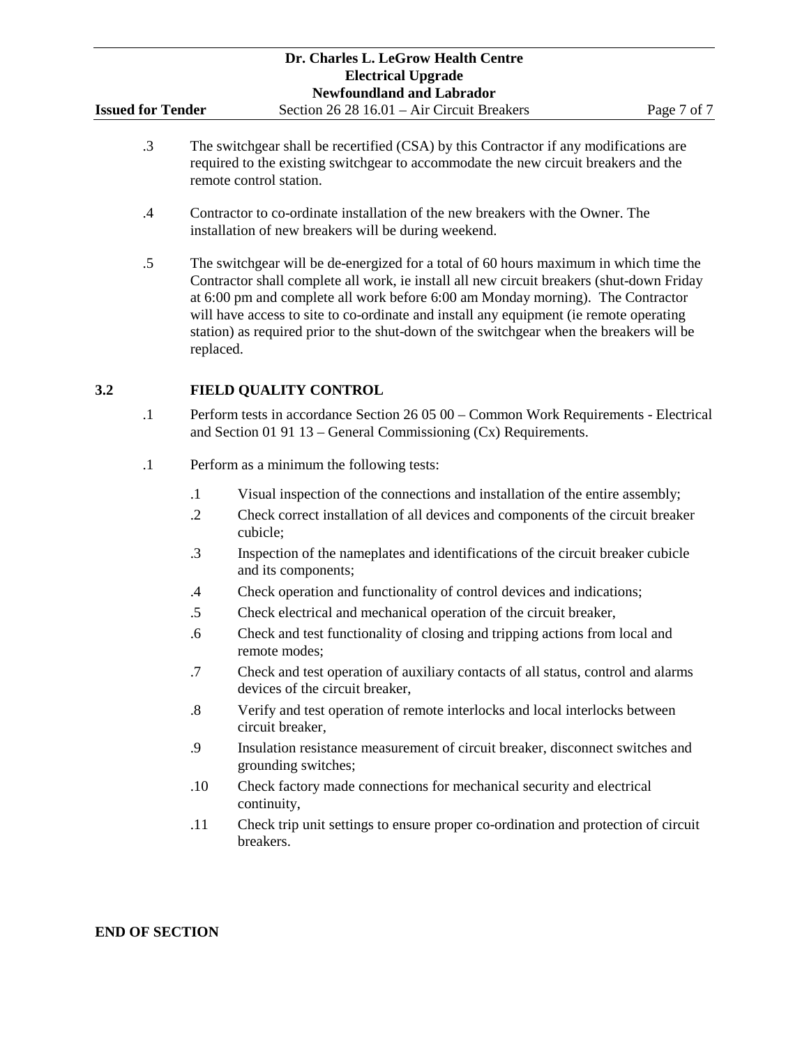.3 The switchgear shall be recertified (CSA) by this Contractor if any modifications are required to the existing switchgear to accommodate the new circuit breakers and the remote control station.

.4 Contractor to co-ordinate installation of the new breakers with the Owner. The installation of new breakers will be during weekend.

.5 The switchgear will be de-energized for a total of 60 hours maximum in which time the Contractor shall complete all work, ie install all new circuit breakers (shut-down Friday at 6:00 pm and complete all work before 6:00 am Monday morning). The Contractor will have access to site to co-ordinate and install any equipment (ie remote operating station) as required prior to the shut-down of the switchgear when the breakers will be replaced.

## 3.2 FIELD QUALITY CONTROL

.1 Perform tests in accordance Section 26 05 00 – Common Work Requirements - Electrical and Section 01 91 13 – General Commissioning (Cx) Requirements.

.1 Perform as a minimum the following tests:

- .1 Visual inspection of the connections and installation of the entire assembly;
- .2 Check correct installation of all devices and components of the circuit breaker cubicle;
- .3 Inspection of the nameplates and identifications of the circuit breaker cubicle and its components;
- .4 Check operation and functionality of control devices and indications;
- .5 Check electrical and mechanical operation of the circuit breaker,
- .6 Check and test functionality of closing and tripping actions from local and remote modes;
- .7 Check and test operation of auxiliary contacts of all status, control and alarms devices of the circuit breaker,
- .8 Verify and test operation of remote interlocks and local interlocks between circuit breaker,
- .9 Insulation resistance measurement of circuit breaker, disconnect switches and grounding switches;
- .10 Check factory made connections for mechanical security and electrical continuity,
- .11 Check trip unit settings to ensure proper co-ordination and protection of circuit breakers.

**END OF SECTION**